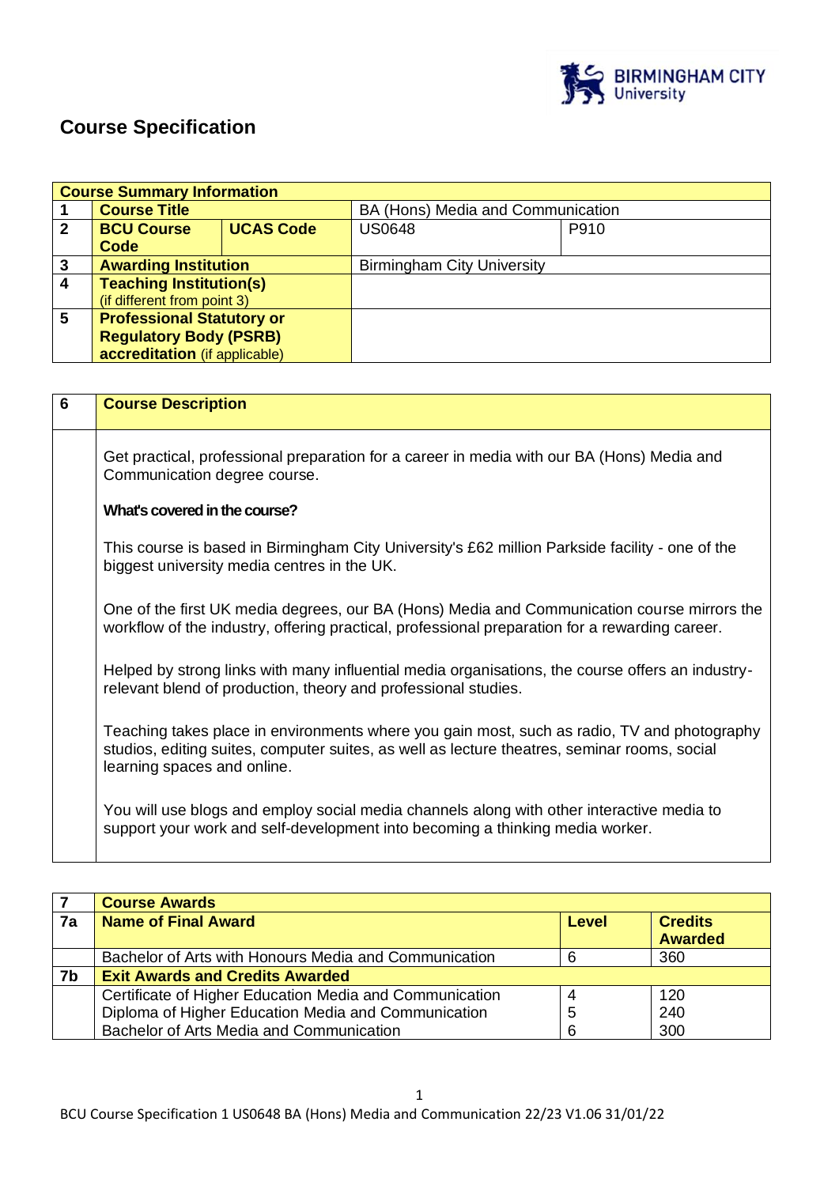# Course Specification

| Course Summary Information | | | | |
|---|---|---|---|---|
| 1 | **Course Title** | | BA (Hons) Media and Communication | |
| 2 | **BCU Course Code** | **UCAS Code** | US0648 | P910 |
| 3 | **Awarding Institution** | | Birmingham City University | |
| 4 | **Teaching Institution(s)** (if different from point 3) | | | |
| 5 | **Professional Statutory or Regulatory Body (PSRB) accreditation** (if applicable) | | | |

| 6 | Course Description |
|---|---|
| | Get practical, professional preparation for a career in media with our BA (Hons) Media and Communication degree course.<br><br>**What's covered in the course?**<br><br>This course is based in Birmingham City University's £62 million Parkside facility - one of the biggest university media centres in the UK.<br><br>One of the first UK media degrees, our BA (Hons) Media and Communication course mirrors the workflow of the industry, offering practical, professional preparation for a rewarding career.<br><br>Helped by strong links with many influential media organisations, the course offers an industry-relevant blend of production, theory and professional studies.<br><br>Teaching takes place in environments where you gain most, such as radio, TV and photography studios, editing suites, computer suites, as well as lecture theatres, seminar rooms, social learning spaces and online.<br><br>You will use blogs and employ social media channels along with other interactive media to support your work and self-development into becoming a thinking media worker. |

| 7 | Course Awards | | |
|---|---|---|---|
| 7a | **Name of Final Award** | **Level** | **Credits Awarded** |
| | Bachelor of Arts with Honours Media and Communication | 6 | 360 |
| 7b | **Exit Awards and Credits Awarded** | | |
| | Certificate of Higher Education Media and Communication | 4 | 120 |
| | Diploma of Higher Education Media and Communication | 5 | 240 |
| | Bachelor of Arts Media and Communication | 6 | 300 |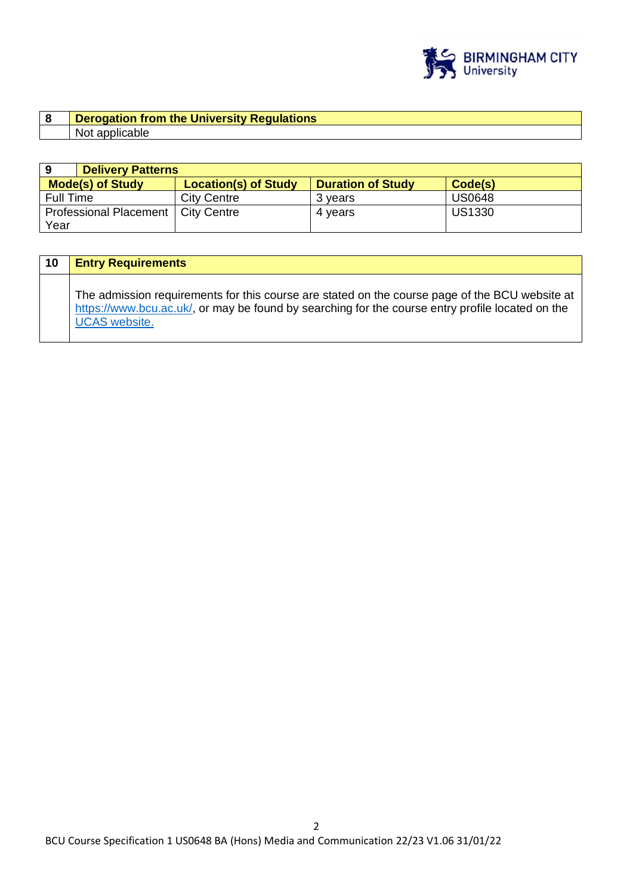| 8 | Derogation from the University Regulations |
|---|---|
| | Not applicable |

| 9 | Delivery Patterns | | |
|---|---|---|---|
| **Mode(s) of Study** | **Location(s) of Study** | **Duration of Study** | **Code(s)** |
| Full Time | City Centre | 3 years | US0648 |
| Professional Placement Year | City Centre | 4 years | US1330 |

| 10 | Entry Requirements |
|---|---|
| | The admission requirements for this course are stated on the course page of the BCU website at [https://www.bcu.ac.uk/](https://www.bcu.ac.uk/), or may be found by searching for the course entry profile located on the UCAS website. |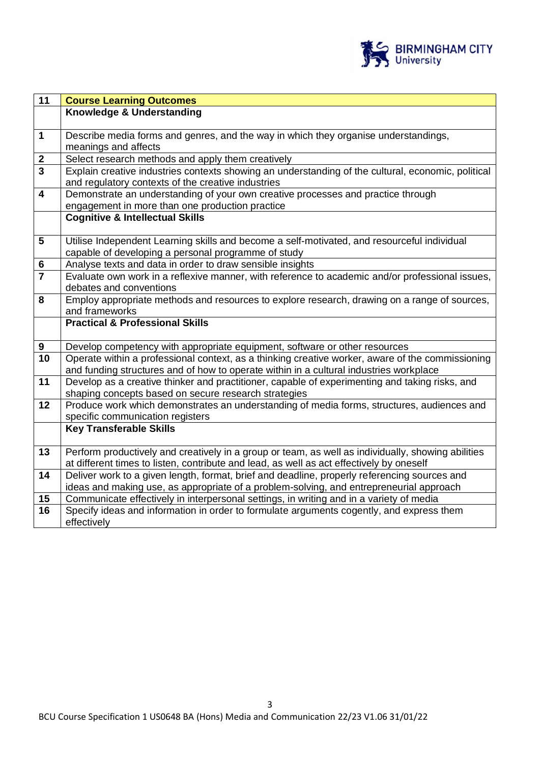| 11 | **Course Learning Outcomes** |
|---|---|
| | **Knowledge & Understanding** |
| 1 | Describe media forms and genres, and the way in which they organise understandings, meanings and affects |
| 2 | Select research methods and apply them creatively |
| 3 | Explain creative industries contexts showing an understanding of the cultural, economic, political and regulatory contexts of the creative industries |
| 4 | Demonstrate an understanding of your own creative processes and practice through engagement in more than one production practice |
| | **Cognitive & Intellectual Skills** |
| 5 | Utilise Independent Learning skills and become a self-motivated, and resourceful individual capable of developing a personal programme of study |
| 6 | Analyse texts and data in order to draw sensible insights |
| 7 | Evaluate own work in a reflexive manner, with reference to academic and/or professional issues, debates and conventions |
| 8 | Employ appropriate methods and resources to explore research, drawing on a range of sources, and frameworks |
| | **Practical & Professional Skills** |
| 9 | Develop competency with appropriate equipment, software or other resources |
| 10 | Operate within a professional context, as a thinking creative worker, aware of the commissioning and funding structures and of how to operate within in a cultural industries workplace |
| 11 | Develop as a creative thinker and practitioner, capable of experimenting and taking risks, and shaping concepts based on secure research strategies |
| 12 | Produce work which demonstrates an understanding of media forms, structures, audiences and specific communication registers |
| | **Key Transferable Skills** |
| 13 | Perform productively and creatively in a group or team, as well as individually, showing abilities at different times to listen, contribute and lead, as well as act effectively by oneself |
| 14 | Deliver work to a given length, format, brief and deadline, properly referencing sources and ideas and making use, as appropriate of a problem-solving, and entrepreneurial approach |
| 15 | Communicate effectively in interpersonal settings, in writing and in a variety of media |
| 16 | Specify ideas and information in order to formulate arguments cogently, and express them effectively |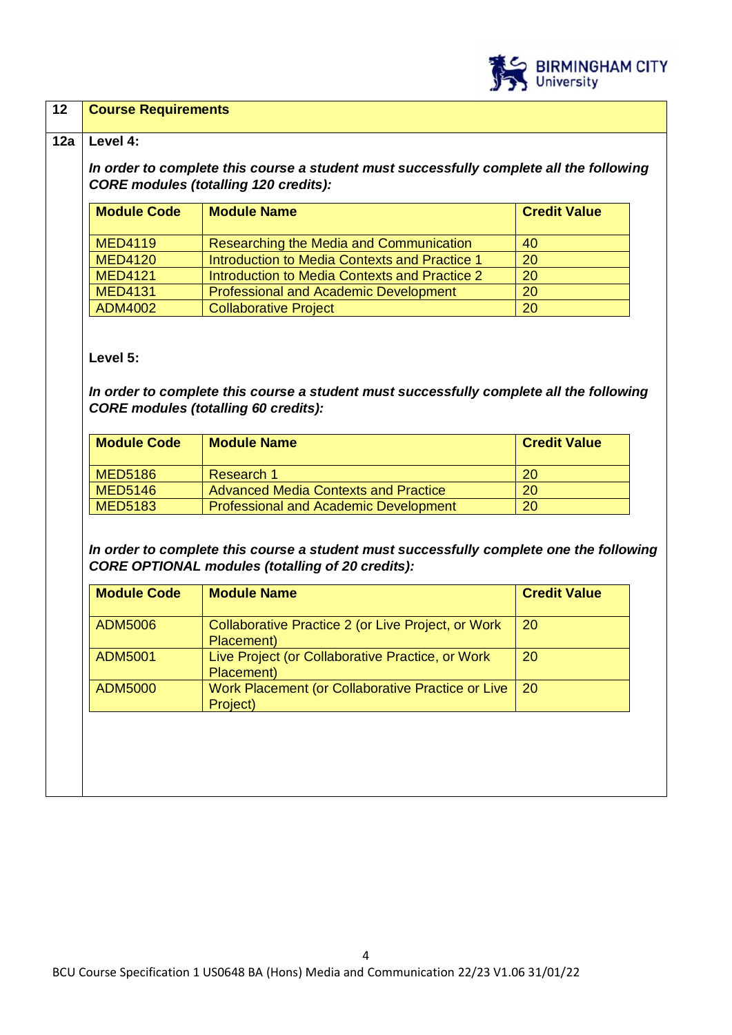## 12 Course Requirements

### 12a Level 4:

***In order to complete this course a student must successfully complete all the following CORE modules (totalling 120 credits):***

| Module Code | Module Name | Credit Value |
|---|---|---|
| MED4119 | Researching the Media and Communication | 40 |
| MED4120 | Introduction to Media Contexts and Practice 1 | 20 |
| MED4121 | Introduction to Media Contexts and Practice 2 | 20 |
| MED4131 | Professional and Academic Development | 20 |
| ADM4002 | Collaborative Project | 20 |

### Level 5:

***In order to complete this course a student must successfully complete all the following CORE modules (totalling 60 credits):***

| Module Code | Module Name | Credit Value |
|---|---|---|
| MED5186 | Research 1 | 20 |
| MED5146 | Advanced Media Contexts and Practice | 20 |
| MED5183 | Professional and Academic Development | 20 |

***In order to complete this course a student must successfully complete one the following CORE OPTIONAL modules (totalling of 20 credits):***

| Module Code | Module Name | Credit Value |
|---|---|---|
| ADM5006 | Collaborative Practice 2 (or Live Project, or Work Placement) | 20 |
| ADM5001 | Live Project (or Collaborative Practice, or Work Placement) | 20 |
| ADM5000 | Work Placement (or Collaborative Practice or Live Project) | 20 |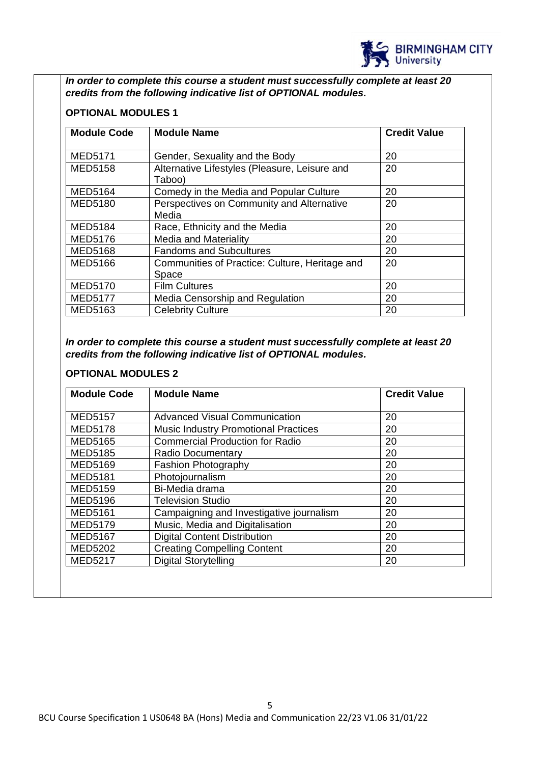***In order to complete this course a student must successfully complete at least 20 credits from the following indicative list of OPTIONAL modules.***

**OPTIONAL MODULES 1**

| Module Code | Module Name | Credit Value |
|---|---|---|
| MED5171 | Gender, Sexuality and the Body | 20 |
| MED5158 | Alternative Lifestyles (Pleasure, Leisure and Taboo) | 20 |
| MED5164 | Comedy in the Media and Popular Culture | 20 |
| MED5180 | Perspectives on Community and Alternative Media | 20 |
| MED5184 | Race, Ethnicity and the Media | 20 |
| MED5176 | Media and Materiality | 20 |
| MED5168 | Fandoms and Subcultures | 20 |
| MED5166 | Communities of Practice: Culture, Heritage and Space | 20 |
| MED5170 | Film Cultures | 20 |
| MED5177 | Media Censorship and Regulation | 20 |
| MED5163 | Celebrity Culture | 20 |

***In order to complete this course a student must successfully complete at least 20 credits from the following indicative list of OPTIONAL modules.***

**OPTIONAL MODULES 2**

| Module Code | Module Name | Credit Value |
|---|---|---|
| MED5157 | Advanced Visual Communication | 20 |
| MED5178 | Music Industry Promotional Practices | 20 |
| MED5165 | Commercial Production for Radio | 20 |
| MED5185 | Radio Documentary | 20 |
| MED5169 | Fashion Photography | 20 |
| MED5181 | Photojournalism | 20 |
| MED5159 | Bi-Media drama | 20 |
| MED5196 | Television Studio | 20 |
| MED5161 | Campaigning and Investigative journalism | 20 |
| MED5179 | Music, Media and Digitalisation | 20 |
| MED5167 | Digital Content Distribution | 20 |
| MED5202 | Creating Compelling Content | 20 |
| MED5217 | Digital Storytelling | 20 |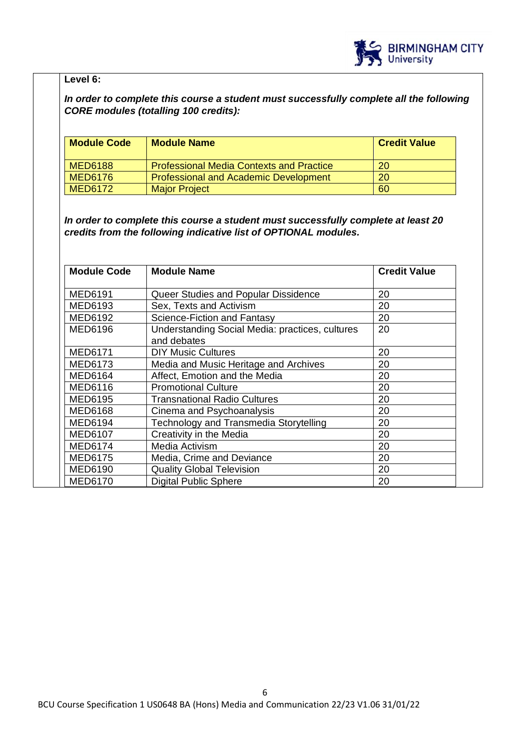**Level 6:**

***In order to complete this course a student must successfully complete all the following CORE modules (totalling 100 credits):***

| Module Code | Module Name | Credit Value |
|---|---|---|
| MED6188 | Professional Media Contexts and Practice | 20 |
| MED6176 | Professional and Academic Development | 20 |
| MED6172 | Major Project | 60 |

***In order to complete this course a student must successfully complete at least 20 credits from the following indicative list of OPTIONAL modules.***

| Module Code | Module Name | Credit Value |
|---|---|---|
| MED6191 | Queer Studies and Popular Dissidence | 20 |
| MED6193 | Sex, Texts and Activism | 20 |
| MED6192 | Science-Fiction and Fantasy | 20 |
| MED6196 | Understanding Social Media: practices, cultures and debates | 20 |
| MED6171 | DIY Music Cultures | 20 |
| MED6173 | Media and Music Heritage and Archives | 20 |
| MED6164 | Affect, Emotion and the Media | 20 |
| MED6116 | Promotional Culture | 20 |
| MED6195 | Transnational Radio Cultures | 20 |
| MED6168 | Cinema and Psychoanalysis | 20 |
| MED6194 | Technology and Transmedia Storytelling | 20 |
| MED6107 | Creativity in the Media | 20 |
| MED6174 | Media Activism | 20 |
| MED6175 | Media, Crime and Deviance | 20 |
| MED6190 | Quality Global Television | 20 |
| MED6170 | Digital Public Sphere | 20 |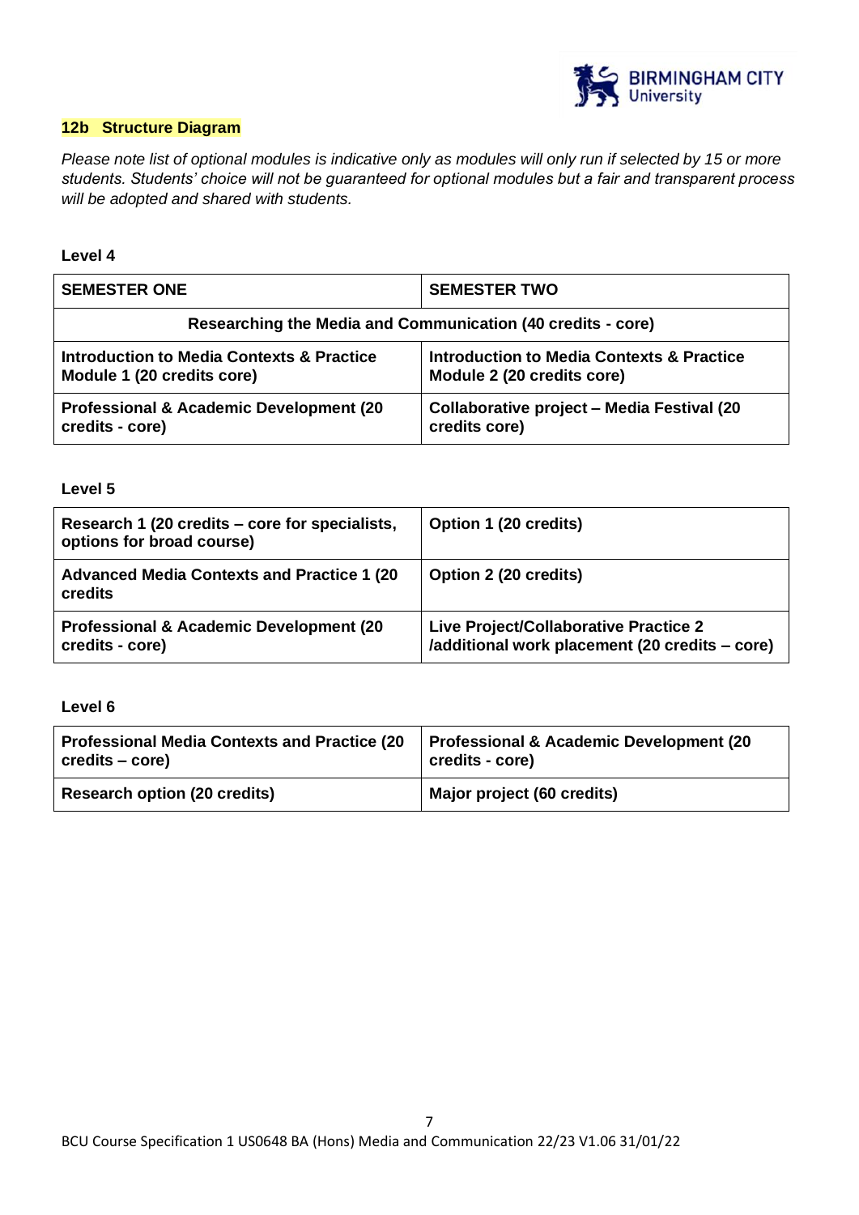## 12b Structure Diagram

*Please note list of optional modules is indicative only as modules will only run if selected by 15 or more students. Students' choice will not be guaranteed for optional modules but a fair and transparent process will be adopted and shared with students.*

**Level 4**

| SEMESTER ONE | SEMESTER TWO |
|---|---|
| **Researching the Media and Communication (40 credits - core)** | |
| **Introduction to Media Contexts & Practice Module 1 (20 credits core)** | **Introduction to Media Contexts & Practice Module 2 (20 credits core)** |
| **Professional & Academic Development (20 credits - core)** | **Collaborative project – Media Festival (20 credits core)** |

**Level 5**

| | |
|---|---|
| **Research 1 (20 credits – core for specialists, options for broad course)** | **Option 1 (20 credits)** |
| **Advanced Media Contexts and Practice 1 (20 credits** | **Option 2 (20 credits)** |
| **Professional & Academic Development (20 credits - core)** | **Live Project/Collaborative Practice 2 /additional work placement (20 credits – core)** |

**Level 6**

| | |
|---|---|
| **Professional Media Contexts and Practice (20 credits – core)** | **Professional & Academic Development (20 credits - core)** |
| **Research option (20 credits)** | **Major project (60 credits)** |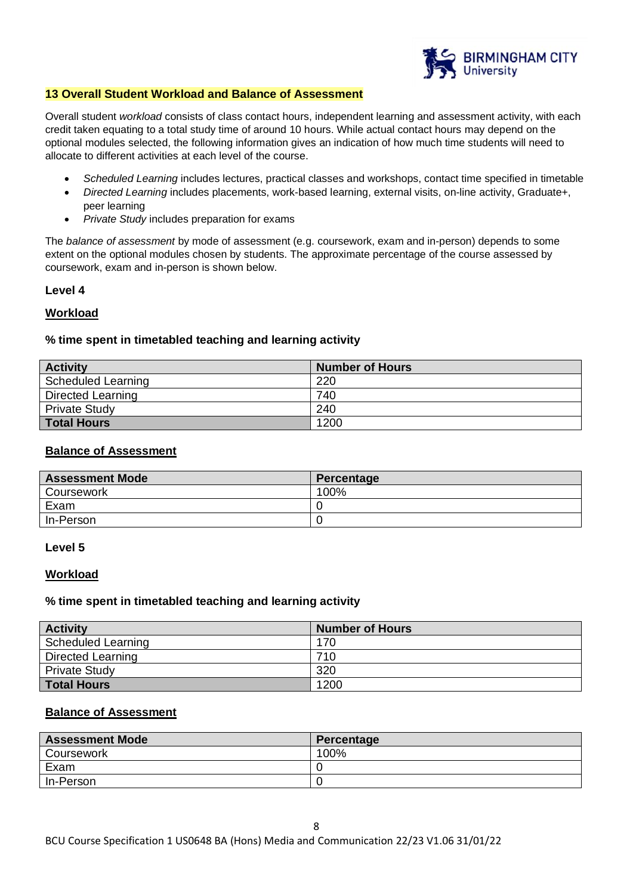## 13 Overall Student Workload and Balance of Assessment

Overall student *workload* consists of class contact hours, independent learning and assessment activity, with each credit taken equating to a total study time of around 10 hours. While actual contact hours may depend on the optional modules selected, the following information gives an indication of how much time students will need to allocate to different activities at each level of the course.

- *Scheduled Learning* includes lectures, practical classes and workshops, contact time specified in timetable
- *Directed Learning* includes placements, work-based learning, external visits, on-line activity, Graduate+, peer learning
- *Private Study* includes preparation for exams

The *balance of assessment* by mode of assessment (e.g. coursework, exam and in-person) depends to some extent on the optional modules chosen by students. The approximate percentage of the course assessed by coursework, exam and in-person is shown below.

**Level 4**

**Workload**

**% time spent in timetabled teaching and learning activity**

| Activity | Number of Hours |
| --- | --- |
| Scheduled Learning | 220 |
| Directed Learning | 740 |
| Private Study | 240 |
| **Total Hours** | 1200 |

**Balance of Assessment**

| Assessment Mode | Percentage |
| --- | --- |
| Coursework | 100% |
| Exam | 0 |
| In-Person | 0 |

**Level 5**

**Workload**

**% time spent in timetabled teaching and learning activity**

| Activity | Number of Hours |
| --- | --- |
| Scheduled Learning | 170 |
| Directed Learning | 710 |
| Private Study | 320 |
| **Total Hours** | 1200 |

**Balance of Assessment**

| Assessment Mode | Percentage |
| --- | --- |
| Coursework | 100% |
| Exam | 0 |
| In-Person | 0 |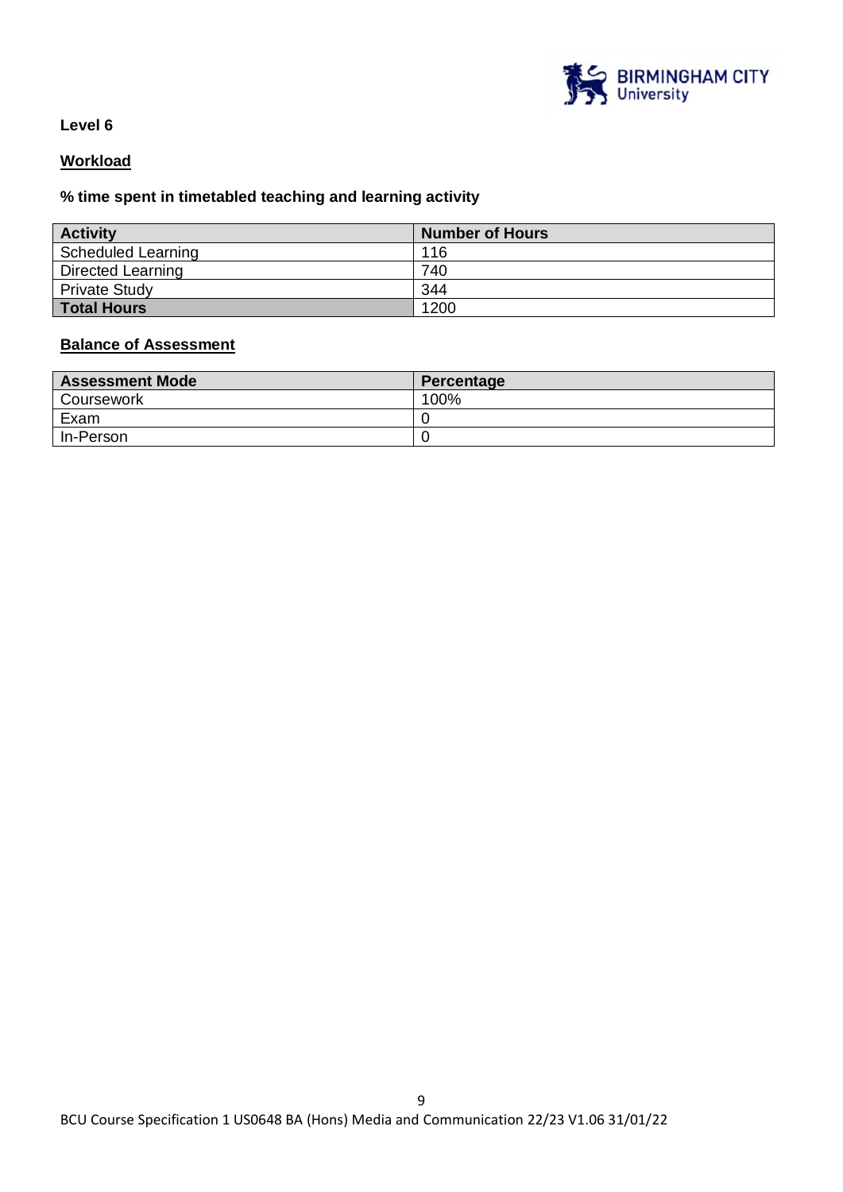**Level 6**

**Workload**

**% time spent in timetabled teaching and learning activity**

| Activity | Number of Hours |
|---|---|
| Scheduled Learning | 116 |
| Directed Learning | 740 |
| Private Study | 344 |
| **Total Hours** | 1200 |

**Balance of Assessment**

| Assessment Mode | Percentage |
|---|---|
| Coursework | 100% |
| Exam | 0 |
| In-Person | 0 |